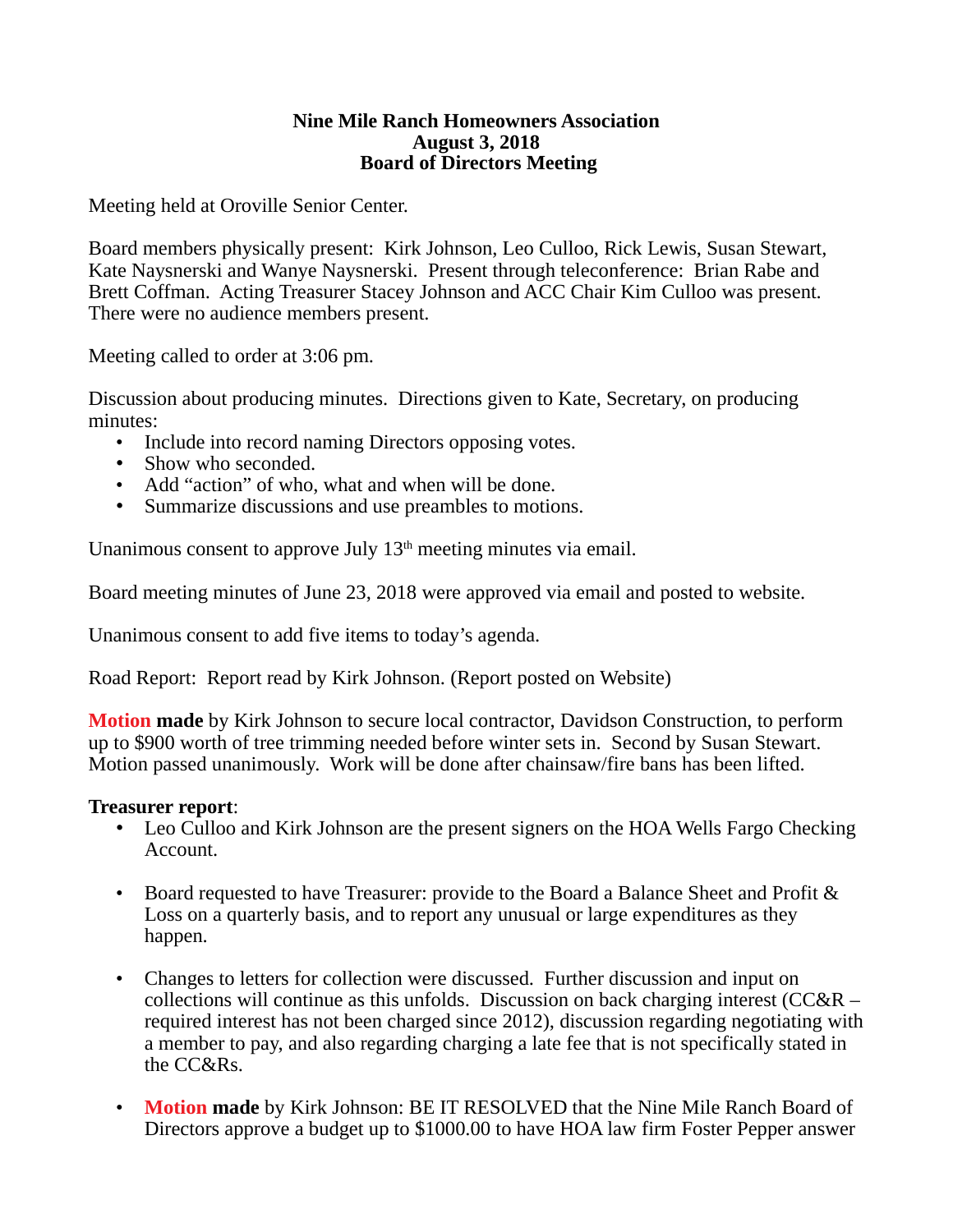**Nine Mile Ranch Homeowners Association**
**August 3, 2018**
**Board of Directors Meeting**

Meeting held at Oroville Senior Center.

Board members physically present: Kirk Johnson, Leo Culloo, Rick Lewis, Susan Stewart, Kate Naysnerski and Wanye Naysnerski. Present through teleconference: Brian Rabe and Brett Coffman. Acting Treasurer Stacey Johnson and ACC Chair Kim Culloo was present. There were no audience members present.

Meeting called to order at 3:06 pm.

Discussion about producing minutes. Directions given to Kate, Secretary, on producing minutes:

- Include into record naming Directors opposing votes.
- Show who seconded.
- Add "action" of who, what and when will be done.
- Summarize discussions and use preambles to motions.

Unanimous consent to approve July 13th meeting minutes via email.

Board meeting minutes of June 23, 2018 were approved via email and posted to website.

Unanimous consent to add five items to today's agenda.

Road Report: Report read by Kirk Johnson. (Report posted on Website)

**Motion made** by Kirk Johnson to secure local contractor, Davidson Construction, to perform up to $900 worth of tree trimming needed before winter sets in. Second by Susan Stewart. Motion passed unanimously. Work will be done after chainsaw/fire bans has been lifted.

**Treasurer report**:

- Leo Culloo and Kirk Johnson are the present signers on the HOA Wells Fargo Checking Account.

- Board requested to have Treasurer: provide to the Board a Balance Sheet and Profit & Loss on a quarterly basis, and to report any unusual or large expenditures as they happen.

- Changes to letters for collection were discussed. Further discussion and input on collections will continue as this unfolds. Discussion on back charging interest (CC&R – required interest has not been charged since 2012), discussion regarding negotiating with a member to pay, and also regarding charging a late fee that is not specifically stated in the CC&Rs.

- **Motion made** by Kirk Johnson: BE IT RESOLVED that the Nine Mile Ranch Board of Directors approve a budget up to $1000.00 to have HOA law firm Foster Pepper answer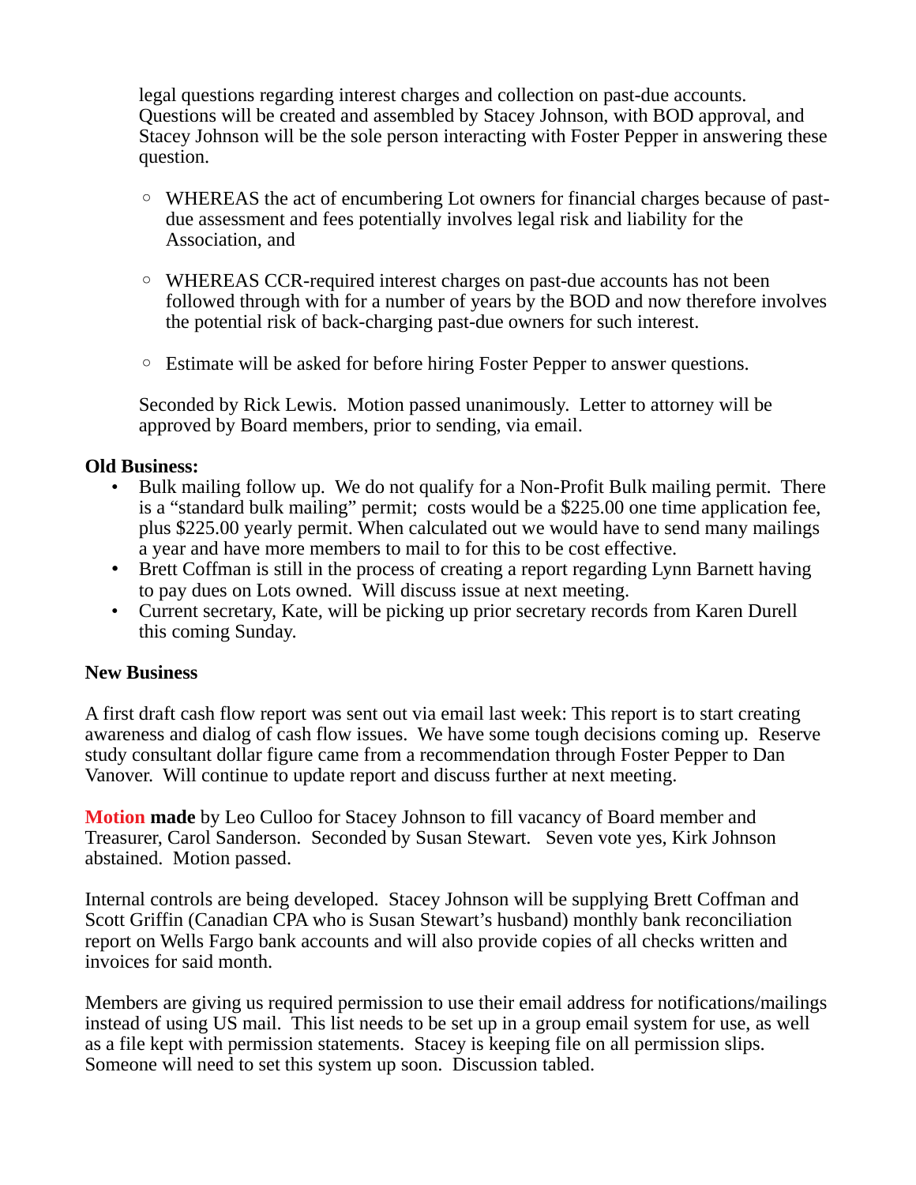legal questions regarding interest charges and collection on past-due accounts. Questions will be created and assembled by Stacey Johnson, with BOD approval, and Stacey Johnson will be the sole person interacting with Foster Pepper in answering these question.

- WHEREAS the act of encumbering Lot owners for financial charges because of past-due assessment and fees potentially involves legal risk and liability for the Association, and
- WHEREAS CCR-required interest charges on past-due accounts has not been followed through with for a number of years by the BOD and now therefore involves the potential risk of back-charging past-due owners for such interest.
- Estimate will be asked for before hiring Foster Pepper to answer questions.

Seconded by Rick Lewis. Motion passed unanimously. Letter to attorney will be approved by Board members, prior to sending, via email.

**Old Business:**

- Bulk mailing follow up. We do not qualify for a Non-Profit Bulk mailing permit. There is a "standard bulk mailing" permit; costs would be a $225.00 one time application fee, plus $225.00 yearly permit. When calculated out we would have to send many mailings a year and have more members to mail to for this to be cost effective.
- Brett Coffman is still in the process of creating a report regarding Lynn Barnett having to pay dues on Lots owned. Will discuss issue at next meeting.
- Current secretary, Kate, will be picking up prior secretary records from Karen Durell this coming Sunday.

**New Business**

A first draft cash flow report was sent out via email last week: This report is to start creating awareness and dialog of cash flow issues. We have some tough decisions coming up. Reserve study consultant dollar figure came from a recommendation through Foster Pepper to Dan Vanover. Will continue to update report and discuss further at next meeting.

**Motion made** by Leo Culloo for Stacey Johnson to fill vacancy of Board member and Treasurer, Carol Sanderson. Seconded by Susan Stewart. Seven vote yes, Kirk Johnson abstained. Motion passed.

Internal controls are being developed. Stacey Johnson will be supplying Brett Coffman and Scott Griffin (Canadian CPA who is Susan Stewart's husband) monthly bank reconciliation report on Wells Fargo bank accounts and will also provide copies of all checks written and invoices for said month.

Members are giving us required permission to use their email address for notifications/mailings instead of using US mail. This list needs to be set up in a group email system for use, as well as a file kept with permission statements. Stacey is keeping file on all permission slips. Someone will need to set this system up soon. Discussion tabled.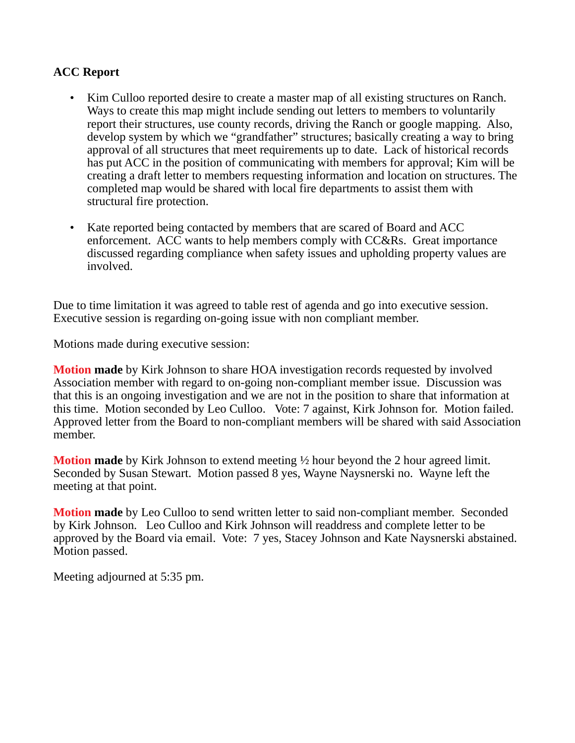**ACC Report**

- Kim Culloo reported desire to create a master map of all existing structures on Ranch. Ways to create this map might include sending out letters to members to voluntarily report their structures, use county records, driving the Ranch or google mapping. Also, develop system by which we "grandfather" structures; basically creating a way to bring approval of all structures that meet requirements up to date. Lack of historical records has put ACC in the position of communicating with members for approval; Kim will be creating a draft letter to members requesting information and location on structures. The completed map would be shared with local fire departments to assist them with structural fire protection.

- Kate reported being contacted by members that are scared of Board and ACC enforcement. ACC wants to help members comply with CC&Rs. Great importance discussed regarding compliance when safety issues and upholding property values are involved.

Due to time limitation it was agreed to table rest of agenda and go into executive session. Executive session is regarding on-going issue with non compliant member.

Motions made during executive session:

**Motion made** by Kirk Johnson to share HOA investigation records requested by involved Association member with regard to on-going non-compliant member issue. Discussion was that this is an ongoing investigation and we are not in the position to share that information at this time. Motion seconded by Leo Culloo. Vote: 7 against, Kirk Johnson for. Motion failed. Approved letter from the Board to non-compliant members will be shared with said Association member.

**Motion made** by Kirk Johnson to extend meeting ½ hour beyond the 2 hour agreed limit. Seconded by Susan Stewart. Motion passed 8 yes, Wayne Naysnerski no. Wayne left the meeting at that point.

**Motion made** by Leo Culloo to send written letter to said non-compliant member. Seconded by Kirk Johnson. Leo Culloo and Kirk Johnson will readdress and complete letter to be approved by the Board via email. Vote: 7 yes, Stacey Johnson and Kate Naysnerski abstained. Motion passed.

Meeting adjourned at 5:35 pm.